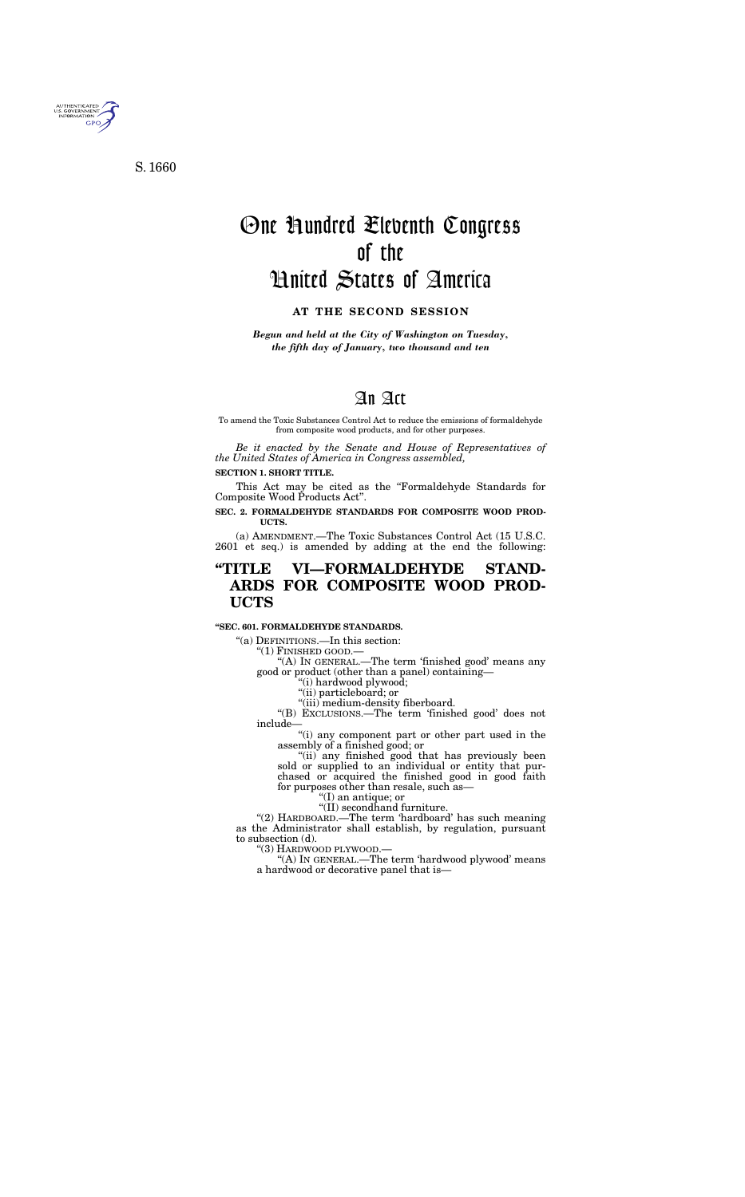S. 1660

# One Hundred Eleventh Congress of the United States of America

**AT THE SECOND SESSION**

***Begun and held at the City of Washington on Tuesday, the fifth day of January, two thousand and ten***

# An Act

To amend the Toxic Substances Control Act to reduce the emissions of formaldehyde from composite wood products, and for other purposes.

*Be it enacted by the Senate and House of Representatives of the United States of America in Congress assembled,*

**SECTION 1. SHORT TITLE.**

This Act may be cited as the "Formaldehyde Standards for Composite Wood Products Act".

**SEC. 2. FORMALDEHYDE STANDARDS FOR COMPOSITE WOOD PRODUCTS.**

(a) AMENDMENT.—The Toxic Substances Control Act (15 U.S.C. 2601 et seq.) is amended by adding at the end the following:

## "TITLE VI—FORMALDEHYDE STANDARDS FOR COMPOSITE WOOD PRODUCTS

**"SEC. 601. FORMALDEHYDE STANDARDS.**

"(a) DEFINITIONS.—In this section:

"(1) FINISHED GOOD.—

"(A) IN GENERAL.—The term 'finished good' means any good or product (other than a panel) containing—

"(i) hardwood plywood;

"(ii) particleboard; or

"(iii) medium-density fiberboard.

"(B) EXCLUSIONS.—The term 'finished good' does not include—

"(i) any component part or other part used in the assembly of a finished good; or

"(ii) any finished good that has previously been sold or supplied to an individual or entity that purchased or acquired the finished good in good faith for purposes other than resale, such as—

"(I) an antique; or

"(II) secondhand furniture.

"(2) HARDBOARD.—The term 'hardboard' has such meaning as the Administrator shall establish, by regulation, pursuant to subsection (d).

"(3) HARDWOOD PLYWOOD.—

"(A) IN GENERAL.—The term 'hardwood plywood' means a hardwood or decorative panel that is—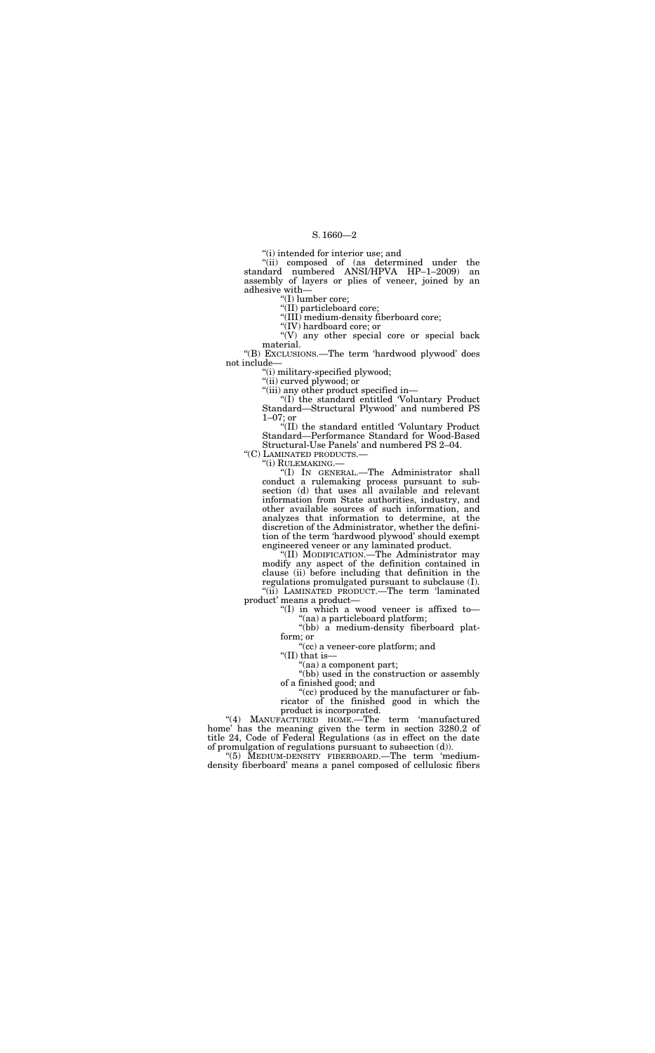"(i) intended for interior use; and

"(ii) composed of (as determined under the standard numbered ANSI/HPVA HP–1–2009) an assembly of layers or plies of veneer, joined by an adhesive with—

"(I) lumber core;

"(II) particleboard core;

"(III) medium-density fiberboard core;

"(IV) hardboard core; or

"(V) any other special core or special back material.

"(B) EXCLUSIONS.—The term 'hardwood plywood' does not include—

"(i) military-specified plywood;

"(ii) curved plywood; or

"(iii) any other product specified in—

"(I) the standard entitled 'Voluntary Product Standard—Structural Plywood' and numbered PS 1–07; or

"(II) the standard entitled 'Voluntary Product Standard—Performance Standard for Wood-Based Structural-Use Panels' and numbered PS 2–04.

"(C) LAMINATED PRODUCTS.—

"(i) RULEMAKING.—

"(I) IN GENERAL.—The Administrator shall conduct a rulemaking process pursuant to subsection (d) that uses all available and relevant information from State authorities, industry, and other available sources of such information, and analyzes that information to determine, at the discretion of the Administrator, whether the definition of the term 'hardwood plywood' should exempt engineered veneer or any laminated product.

"(II) MODIFICATION.—The Administrator may modify any aspect of the definition contained in clause (ii) before including that definition in the regulations promulgated pursuant to subclause (I).

"(ii) LAMINATED PRODUCT.—The term 'laminated product' means a product—

"(I) in which a wood veneer is affixed to—

"(aa) a particleboard platform;

"(bb) a medium-density fiberboard platform; or

"(cc) a veneer-core platform; and

"(II) that is—

"(aa) a component part;

"(bb) used in the construction or assembly of a finished good; and

"(cc) produced by the manufacturer or fabricator of the finished good in which the product is incorporated.

"(4) MANUFACTURED HOME.—The term 'manufactured home' has the meaning given the term in section 3280.2 of title 24, Code of Federal Regulations (as in effect on the date of promulgation of regulations pursuant to subsection (d)).

"(5) MEDIUM-DENSITY FIBERBOARD.—The term 'medium-density fiberboard' means a panel composed of cellulosic fibers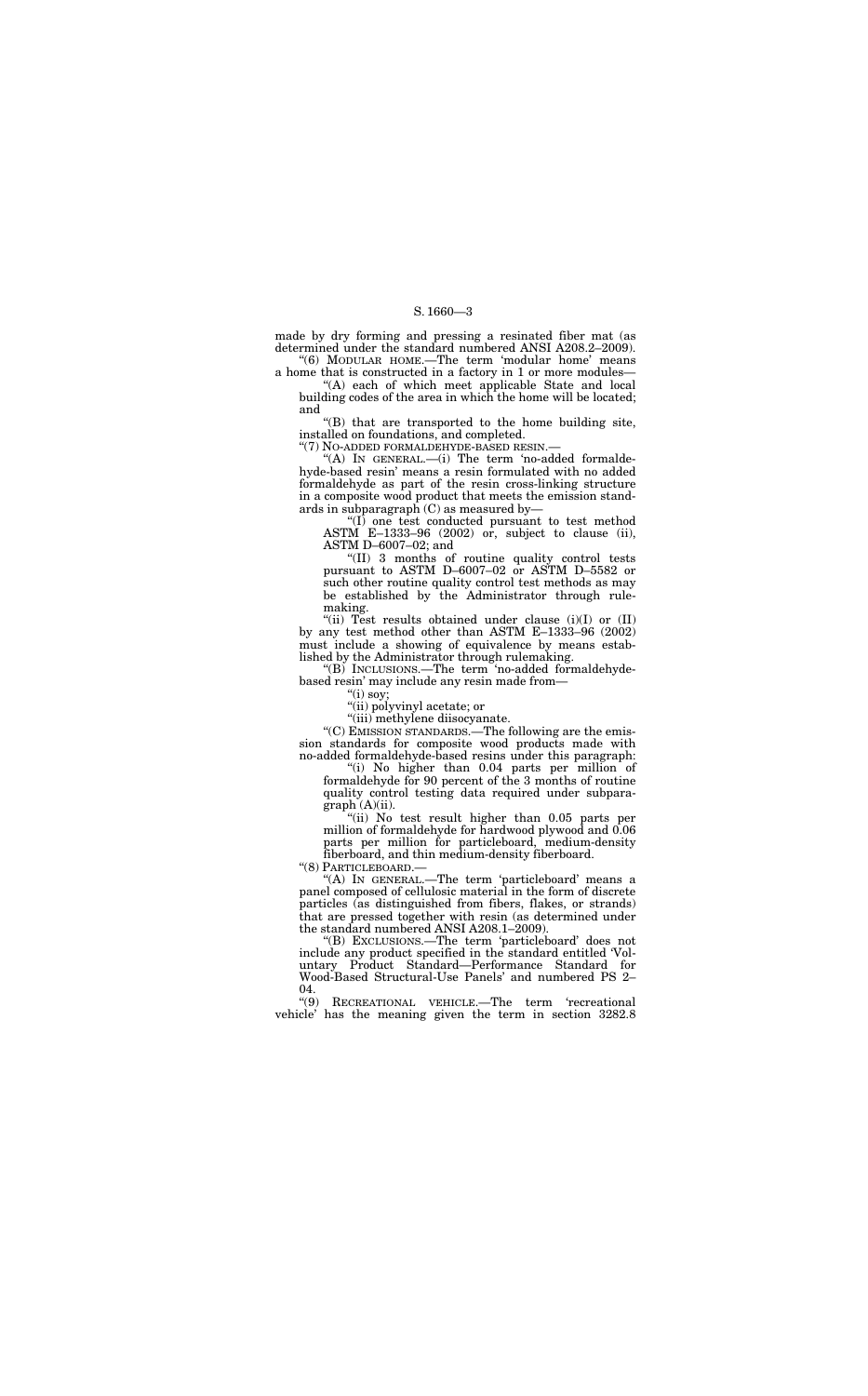made by dry forming and pressing a resinated fiber mat (as determined under the standard numbered ANSI A208.2–2009).

"(6) MODULAR HOME.—The term 'modular home' means a home that is constructed in a factory in 1 or more modules—

"(A) each of which meet applicable State and local building codes of the area in which the home will be located; and

"(B) that are transported to the home building site, installed on foundations, and completed.

"(7) NO-ADDED FORMALDEHYDE-BASED RESIN.—

"(A) IN GENERAL.—(i) The term 'no-added formaldehyde-based resin' means a resin formulated with no added formaldehyde as part of the resin cross-linking structure in a composite wood product that meets the emission standards in subparagraph (C) as measured by—

"(I) one test conducted pursuant to test method ASTM E–1333–96 (2002) or, subject to clause (ii), ASTM D–6007–02; and

"(II) 3 months of routine quality control tests pursuant to ASTM D–6007–02 or ASTM D–5582 or such other routine quality control test methods as may be established by the Administrator through rulemaking.

"(ii) Test results obtained under clause (i)(I) or (II) by any test method other than ASTM E–1333–96 (2002) must include a showing of equivalence by means established by the Administrator through rulemaking.

"(B) INCLUSIONS.—The term 'no-added formaldehyde-based resin' may include any resin made from—

"(i) soy;

"(ii) polyvinyl acetate; or

"(iii) methylene diisocyanate.

"(C) EMISSION STANDARDS.—The following are the emission standards for composite wood products made with no-added formaldehyde-based resins under this paragraph:

"(i) No higher than 0.04 parts per million of formaldehyde for 90 percent of the 3 months of routine quality control testing data required under subparagraph (A)(ii).

"(ii) No test result higher than 0.05 parts per million of formaldehyde for hardwood plywood and 0.06 parts per million for particleboard, medium-density fiberboard, and thin medium-density fiberboard.

"(8) PARTICLEBOARD.—

"(A) IN GENERAL.—The term 'particleboard' means a panel composed of cellulosic material in the form of discrete particles (as distinguished from fibers, flakes, or strands) that are pressed together with resin (as determined under the standard numbered ANSI A208.1–2009).

"(B) EXCLUSIONS.—The term 'particleboard' does not include any product specified in the standard entitled 'Voluntary Product Standard—Performance Standard for Wood-Based Structural-Use Panels' and numbered PS 2–04.

"(9) RECREATIONAL VEHICLE.—The term 'recreational vehicle' has the meaning given the term in section 3282.8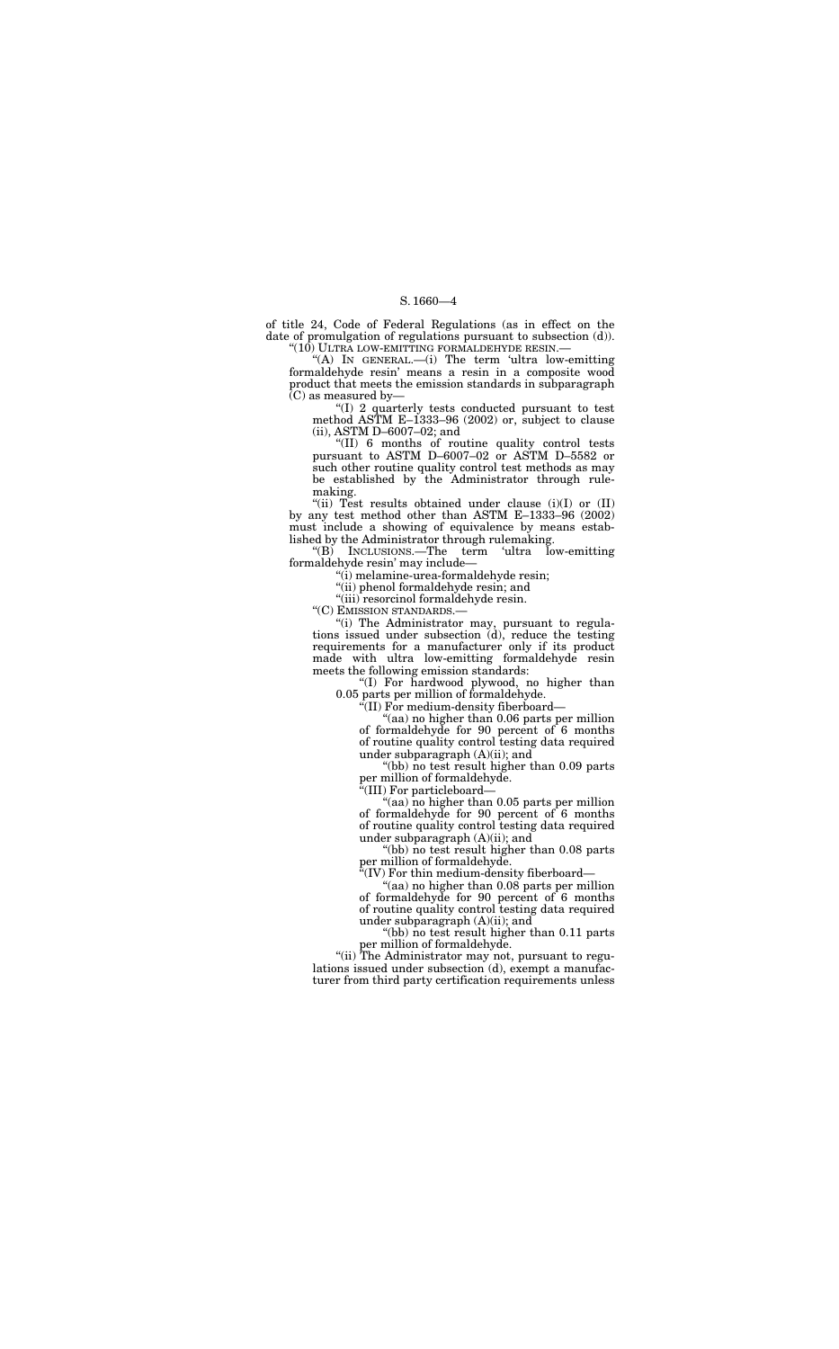of title 24, Code of Federal Regulations (as in effect on the date of promulgation of regulations pursuant to subsection (d)).

"(10) ULTRA LOW-EMITTING FORMALDEHYDE RESIN.—

"(A) IN GENERAL.—(i) The term 'ultra low-emitting formaldehyde resin' means a resin in a composite wood product that meets the emission standards in subparagraph (C) as measured by—

"(I) 2 quarterly tests conducted pursuant to test method ASTM E–1333–96 (2002) or, subject to clause (ii), ASTM D–6007–02; and

"(II) 6 months of routine quality control tests pursuant to ASTM D–6007–02 or ASTM D–5582 or such other routine quality control test methods as may be established by the Administrator through rulemaking.

"(ii) Test results obtained under clause (i)(I) or (II) by any test method other than ASTM E–1333–96 (2002) must include a showing of equivalence by means established by the Administrator through rulemaking.

"(B) INCLUSIONS.—The term 'ultra low-emitting formaldehyde resin' may include—

"(i) melamine-urea-formaldehyde resin;

"(ii) phenol formaldehyde resin; and

"(iii) resorcinol formaldehyde resin.

"(C) EMISSION STANDARDS.—

"(i) The Administrator may, pursuant to regulations issued under subsection (d), reduce the testing requirements for a manufacturer only if its product made with ultra low-emitting formaldehyde resin meets the following emission standards:

"(I) For hardwood plywood, no higher than 0.05 parts per million of formaldehyde.

"(II) For medium-density fiberboard—

"(aa) no higher than 0.06 parts per million of formaldehyde for 90 percent of 6 months of routine quality control testing data required under subparagraph (A)(ii); and

"(bb) no test result higher than 0.09 parts per million of formaldehyde.

"(III) For particleboard—

"(aa) no higher than 0.05 parts per million of formaldehyde for 90 percent of 6 months of routine quality control testing data required under subparagraph (A)(ii); and

"(bb) no test result higher than 0.08 parts per million of formaldehyde.

"(IV) For thin medium-density fiberboard—

"(aa) no higher than 0.08 parts per million of formaldehyde for 90 percent of 6 months of routine quality control testing data required under subparagraph (A)(ii); and

"(bb) no test result higher than 0.11 parts per million of formaldehyde.

"(ii) The Administrator may not, pursuant to regulations issued under subsection (d), exempt a manufacturer from third party certification requirements unless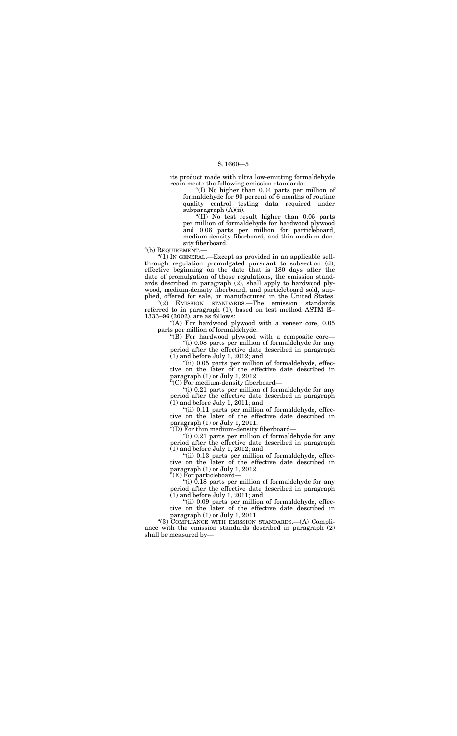its product made with ultra low-emitting formaldehyde resin meets the following emission standards:

"(I) No higher than 0.04 parts per million of formaldehyde for 90 percent of 6 months of routine quality control testing data required under subparagraph (A)(ii).

"(II) No test result higher than 0.05 parts per million of formaldehyde for hardwood plywood and 0.06 parts per million for particleboard, medium-density fiberboard, and thin medium-density fiberboard.

"(b) REQUIREMENT.—

"(1) IN GENERAL.—Except as provided in an applicable sell-through regulation promulgated pursuant to subsection (d), effective beginning on the date that is 180 days after the date of promulgation of those regulations, the emission standards described in paragraph (2), shall apply to hardwood plywood, medium-density fiberboard, and particleboard sold, supplied, offered for sale, or manufactured in the United States.

"(2) EMISSION STANDARDS.—The emission standards referred to in paragraph (1), based on test method ASTM E–1333–96 (2002), are as follows:

"(A) For hardwood plywood with a veneer core, 0.05 parts per million of formaldehyde.

"(B) For hardwood plywood with a composite core—

"(i) 0.08 parts per million of formaldehyde for any period after the effective date described in paragraph (1) and before July 1, 2012; and

"(ii) 0.05 parts per million of formaldehyde, effective on the later of the effective date described in paragraph (1) or July 1, 2012.

"(C) For medium-density fiberboard—

"(i) 0.21 parts per million of formaldehyde for any period after the effective date described in paragraph (1) and before July 1, 2011; and

"(ii) 0.11 parts per million of formaldehyde, effective on the later of the effective date described in paragraph (1) or July 1, 2011.

"(D) For thin medium-density fiberboard—

"(i) 0.21 parts per million of formaldehyde for any period after the effective date described in paragraph (1) and before July 1, 2012; and

"(ii) 0.13 parts per million of formaldehyde, effective on the later of the effective date described in paragraph (1) or July 1, 2012.

"(E) For particleboard—

"(i) 0.18 parts per million of formaldehyde for any period after the effective date described in paragraph (1) and before July 1, 2011; and

"(ii) 0.09 parts per million of formaldehyde, effective on the later of the effective date described in paragraph (1) or July 1, 2011.

"(3) COMPLIANCE WITH EMISSION STANDARDS.—(A) Compliance with the emission standards described in paragraph (2) shall be measured by—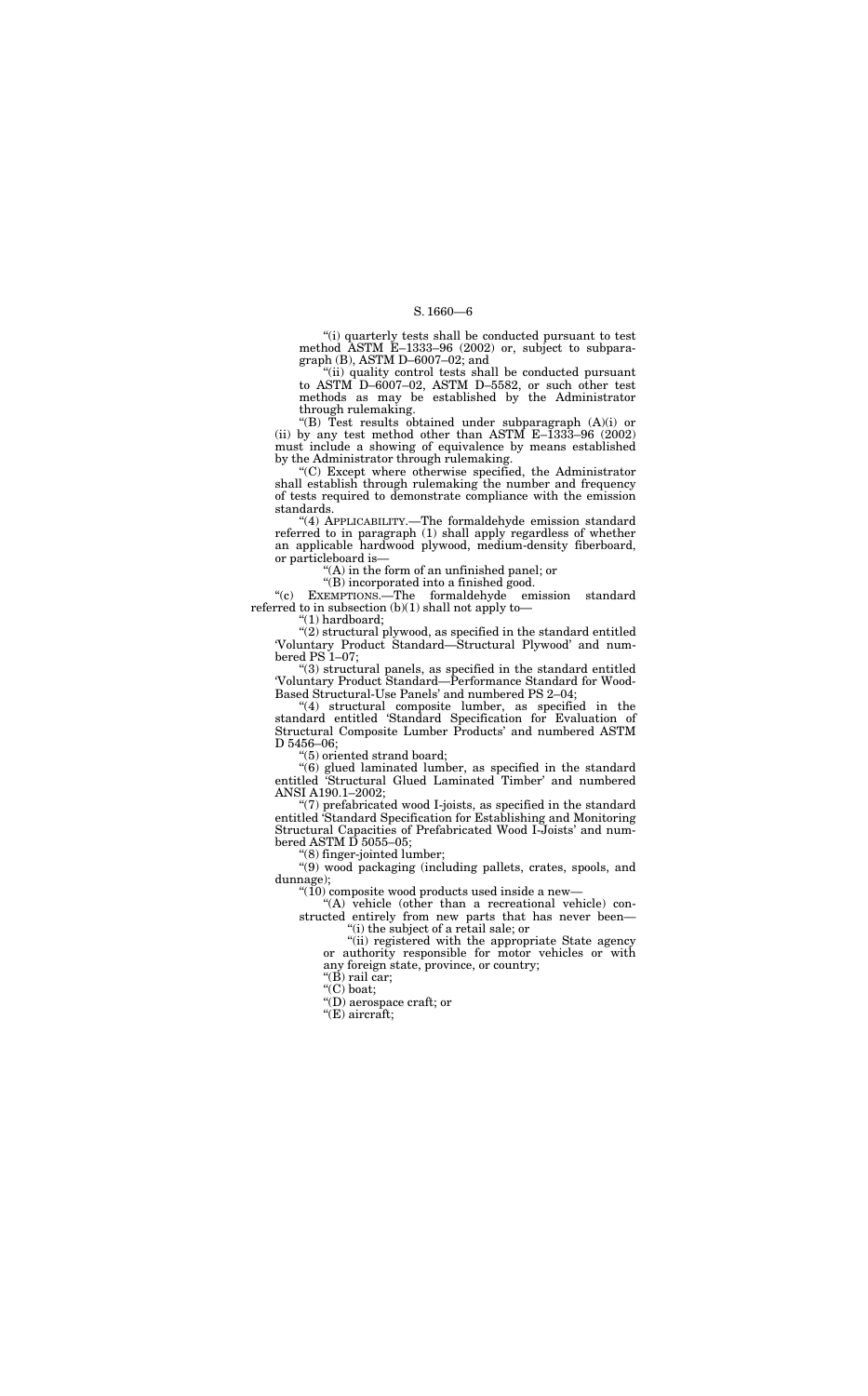"(i) quarterly tests shall be conducted pursuant to test method ASTM E–1333–96 (2002) or, subject to subparagraph (B), ASTM D–6007–02; and

"(ii) quality control tests shall be conducted pursuant to ASTM D–6007–02, ASTM D–5582, or such other test methods as may be established by the Administrator through rulemaking.

"(B) Test results obtained under subparagraph (A)(i) or (ii) by any test method other than ASTM E–1333–96 (2002) must include a showing of equivalence by means established by the Administrator through rulemaking.

"(C) Except where otherwise specified, the Administrator shall establish through rulemaking the number and frequency of tests required to demonstrate compliance with the emission standards.

"(4) APPLICABILITY.—The formaldehyde emission standard referred to in paragraph (1) shall apply regardless of whether an applicable hardwood plywood, medium-density fiberboard, or particleboard is—

"(A) in the form of an unfinished panel; or

"(B) incorporated into a finished good.

"(c) EXEMPTIONS.—The formaldehyde emission standard referred to in subsection (b)(1) shall not apply to—

"(1) hardboard;

"(2) structural plywood, as specified in the standard entitled 'Voluntary Product Standard—Structural Plywood' and numbered PS 1–07;

"(3) structural panels, as specified in the standard entitled 'Voluntary Product Standard—Performance Standard for Wood-Based Structural-Use Panels' and numbered PS 2–04;

"(4) structural composite lumber, as specified in the standard entitled 'Standard Specification for Evaluation of Structural Composite Lumber Products' and numbered ASTM D 5456–06;

"(5) oriented strand board;

"(6) glued laminated lumber, as specified in the standard entitled 'Structural Glued Laminated Timber' and numbered ANSI A190.1–2002;

"(7) prefabricated wood I-joists, as specified in the standard entitled 'Standard Specification for Establishing and Monitoring Structural Capacities of Prefabricated Wood I-Joists' and numbered ASTM D 5055–05;

"(8) finger-jointed lumber;

"(9) wood packaging (including pallets, crates, spools, and dunnage);

"(10) composite wood products used inside a new—

"(A) vehicle (other than a recreational vehicle) constructed entirely from new parts that has never been—

"(i) the subject of a retail sale; or

"(ii) registered with the appropriate State agency or authority responsible for motor vehicles or with any foreign state, province, or country;

"(B) rail car;

"(C) boat;

"(D) aerospace craft; or

"(E) aircraft;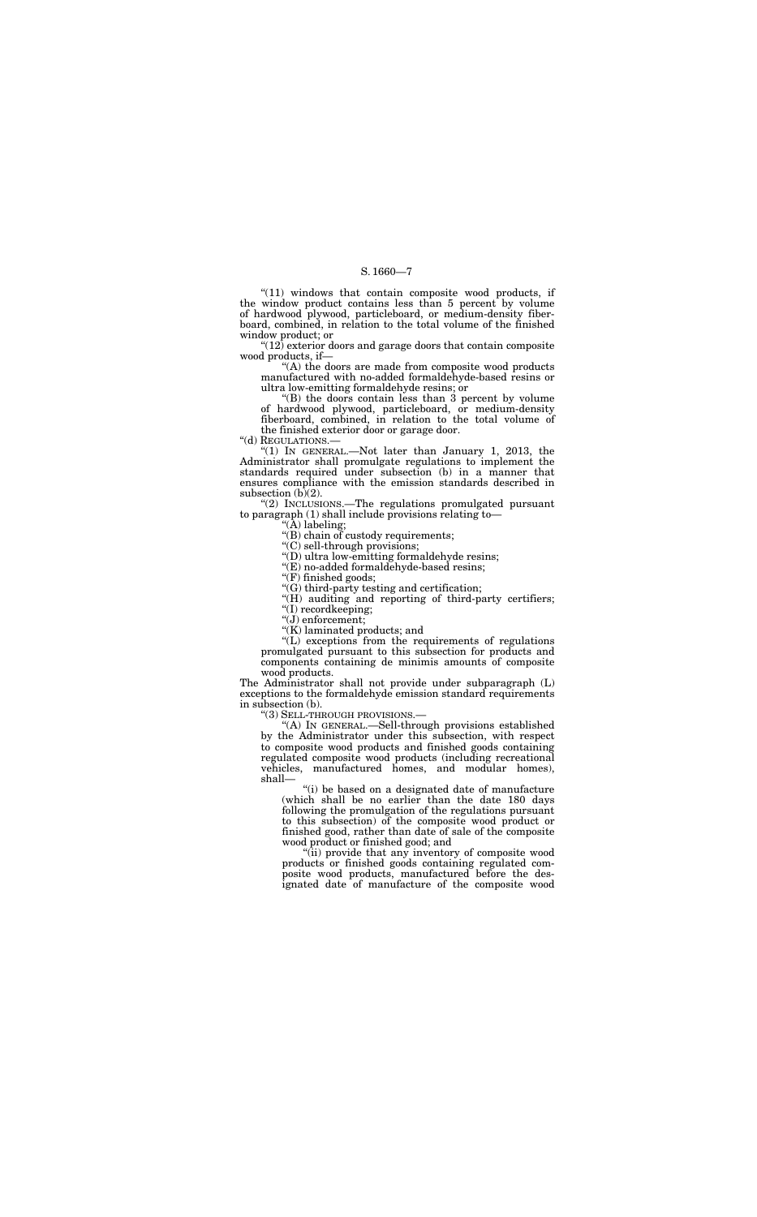"(11) windows that contain composite wood products, if the window product contains less than 5 percent by volume of hardwood plywood, particleboard, or medium-density fiberboard, combined, in relation to the total volume of the finished window product; or

"(12) exterior doors and garage doors that contain composite wood products, if—

"(A) the doors are made from composite wood products manufactured with no-added formaldehyde-based resins or ultra low-emitting formaldehyde resins; or

"(B) the doors contain less than 3 percent by volume of hardwood plywood, particleboard, or medium-density fiberboard, combined, in relation to the total volume of the finished exterior door or garage door.

"(d) REGULATIONS.—

"(1) IN GENERAL.—Not later than January 1, 2013, the Administrator shall promulgate regulations to implement the standards required under subsection (b) in a manner that ensures compliance with the emission standards described in subsection (b)(2).

"(2) INCLUSIONS.—The regulations promulgated pursuant to paragraph (1) shall include provisions relating to—

"(A) labeling;

"(B) chain of custody requirements;

"(C) sell-through provisions;

"(D) ultra low-emitting formaldehyde resins;

"(E) no-added formaldehyde-based resins;

"(F) finished goods;

"(G) third-party testing and certification;

"(H) auditing and reporting of third-party certifiers;

"(I) recordkeeping;

"(J) enforcement;

"(K) laminated products; and

"(L) exceptions from the requirements of regulations promulgated pursuant to this subsection for products and components containing de minimis amounts of composite wood products.

The Administrator shall not provide under subparagraph (L) exceptions to the formaldehyde emission standard requirements in subsection (b).

"(3) SELL-THROUGH PROVISIONS.—

"(A) IN GENERAL.—Sell-through provisions established by the Administrator under this subsection, with respect to composite wood products and finished goods containing regulated composite wood products (including recreational vehicles, manufactured homes, and modular homes), shall—

"(i) be based on a designated date of manufacture (which shall be no earlier than the date 180 days following the promulgation of the regulations pursuant to this subsection) of the composite wood product or finished good, rather than date of sale of the composite wood product or finished good; and

"(ii) provide that any inventory of composite wood products or finished goods containing regulated composite wood products, manufactured before the designated date of manufacture of the composite wood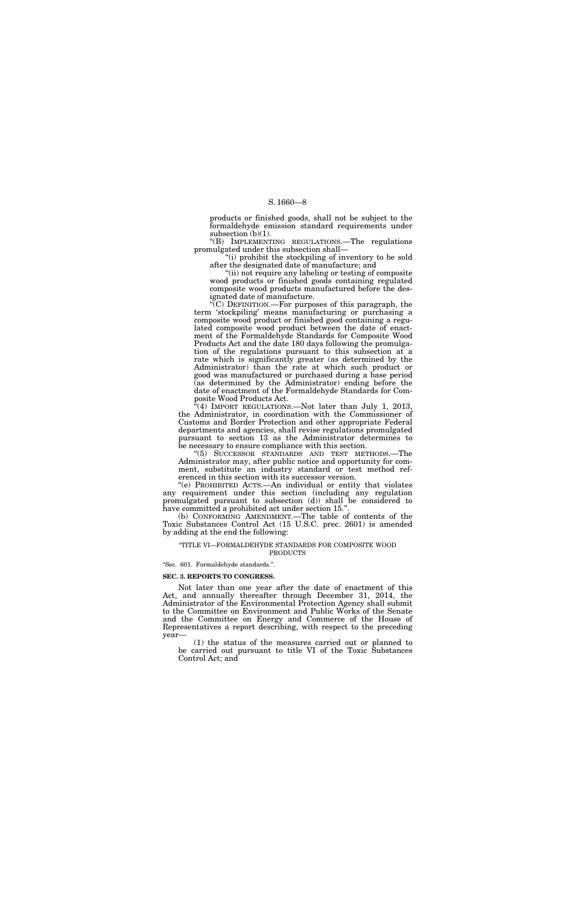products or finished goods, shall not be subject to the formaldehyde emission standard requirements under subsection (b)(1).

"(B) IMPLEMENTING REGULATIONS.—The regulations promulgated under this subsection shall—

"(i) prohibit the stockpiling of inventory to be sold after the designated date of manufacture; and

"(ii) not require any labeling or testing of composite wood products or finished goods containing regulated composite wood products manufactured before the designated date of manufacture.

"(C) DEFINITION.—For purposes of this paragraph, the term 'stockpiling' means manufacturing or purchasing a composite wood product or finished good containing a regulated composite wood product between the date of enactment of the Formaldehyde Standards for Composite Wood Products Act and the date 180 days following the promulgation of the regulations pursuant to this subsection at a rate which is significantly greater (as determined by the Administrator) than the rate at which such product or good was manufactured or purchased during a base period (as determined by the Administrator) ending before the date of enactment of the Formaldehyde Standards for Composite Wood Products Act.

"(4) IMPORT REGULATIONS.—Not later than July 1, 2013, the Administrator, in coordination with the Commissioner of Customs and Border Protection and other appropriate Federal departments and agencies, shall revise regulations promulgated pursuant to section 13 as the Administrator determines to be necessary to ensure compliance with this section.

"(5) SUCCESSOR STANDARDS AND TEST METHODS.—The Administrator may, after public notice and opportunity for comment, substitute an industry standard or test method referenced in this section with its successor version.

"(e) PROHIBITED ACTS.—An individual or entity that violates any requirement under this section (including any regulation promulgated pursuant to subsection (d)) shall be considered to have committed a prohibited act under section 15.".

(b) CONFORMING AMENDMENT.—The table of contents of the Toxic Substances Control Act (15 U.S.C. prec. 2601) is amended by adding at the end the following:

"TITLE VI—FORMALDEHYDE STANDARDS FOR COMPOSITE WOOD PRODUCTS

"Sec. 601. Formaldehyde standards.".

**SEC. 3. REPORTS TO CONGRESS.**

Not later than one year after the date of enactment of this Act, and annually thereafter through December 31, 2014, the Administrator of the Environmental Protection Agency shall submit to the Committee on Environment and Public Works of the Senate and the Committee on Energy and Commerce of the House of Representatives a report describing, with respect to the preceding year—

(1) the status of the measures carried out or planned to be carried out pursuant to title VI of the Toxic Substances Control Act; and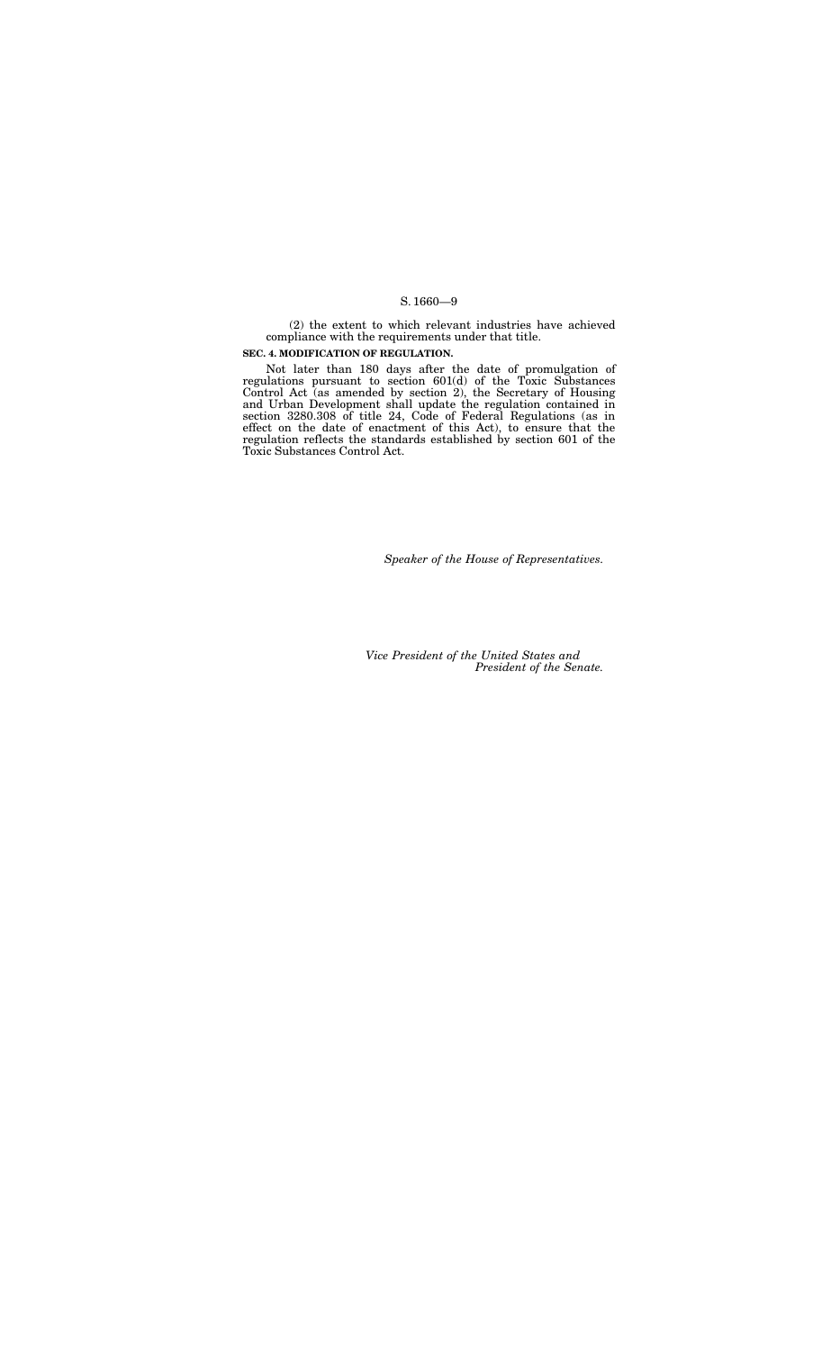(2) the extent to which relevant industries have achieved compliance with the requirements under that title.

**SEC. 4. MODIFICATION OF REGULATION.**

Not later than 180 days after the date of promulgation of regulations pursuant to section 601(d) of the Toxic Substances Control Act (as amended by section 2), the Secretary of Housing and Urban Development shall update the regulation contained in section 3280.308 of title 24, Code of Federal Regulations (as in effect on the date of enactment of this Act), to ensure that the regulation reflects the standards established by section 601 of the Toxic Substances Control Act.

*Speaker of the House of Representatives.*

*Vice President of the United States and President of the Senate.*